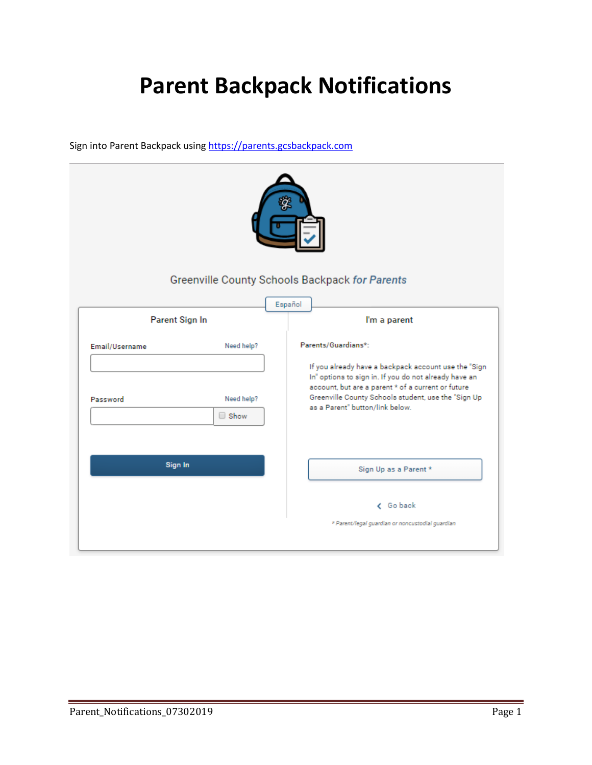# Parent Backpack Notifications

Sign into Parent Backpack using https://parents.gcsbackpack.com

Greenville County Schools Backpack *for Parents*

Español

**Parent Sign In**

Email/Username — Need help?

Password — Need help? — Show

Sign In

**I'm a parent**

Parents/Guardians*:

If you already have a backpack account use the "Sign In" options to sign in. If you do not already have an account, but are a parent * of a current or future Greenville County Schools student, use the "Sign Up as a Parent" button/link below.

Sign Up as a Parent *

Go back

* Parent/legal guardian or noncustodial guardian

Parent_Notifications_07302019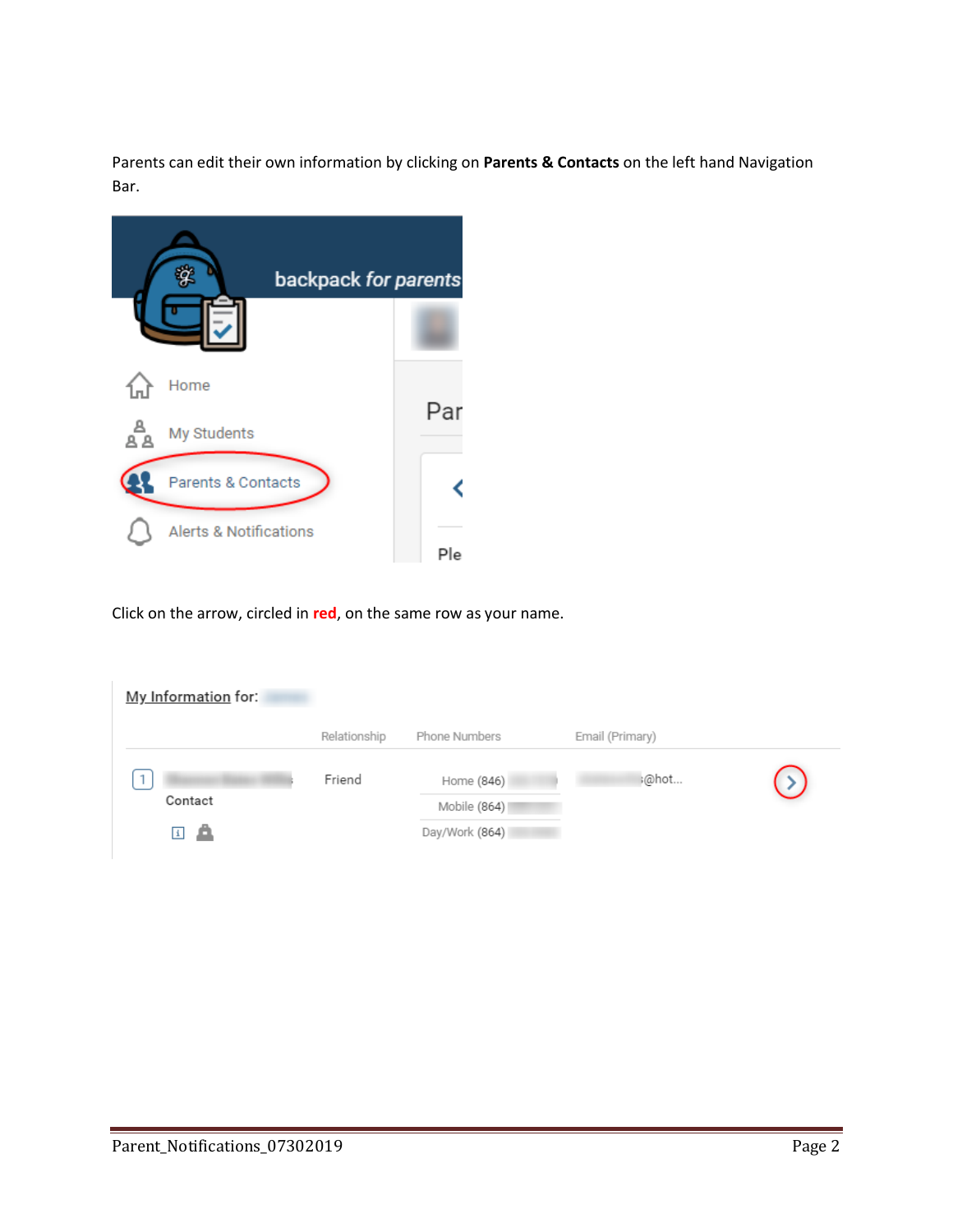Parents can edit their own information by clicking on **Parents & Contacts** on the left hand Navigation Bar.

Click on the arrow, circled in **red**, on the same row as your name.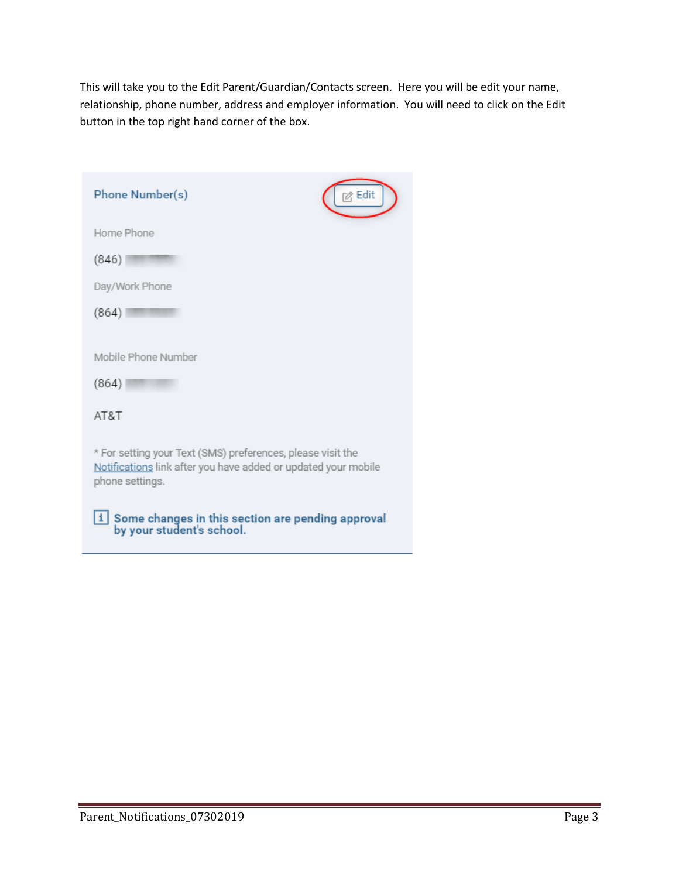This will take you to the Edit Parent/Guardian/Contacts screen. Here you will be edit your name, relationship, phone number, address and employer information. You will need to click on the Edit button in the top right hand corner of the box.

**Phone Number(s)** Edit

Home Phone

(846)

Day/Work Phone

(864)

Mobile Phone Number

(864)

AT&T

* For setting your Text (SMS) preferences, please visit the Notifications link after you have added or updated your mobile phone settings.

**Some changes in this section are pending approval by your student's school.**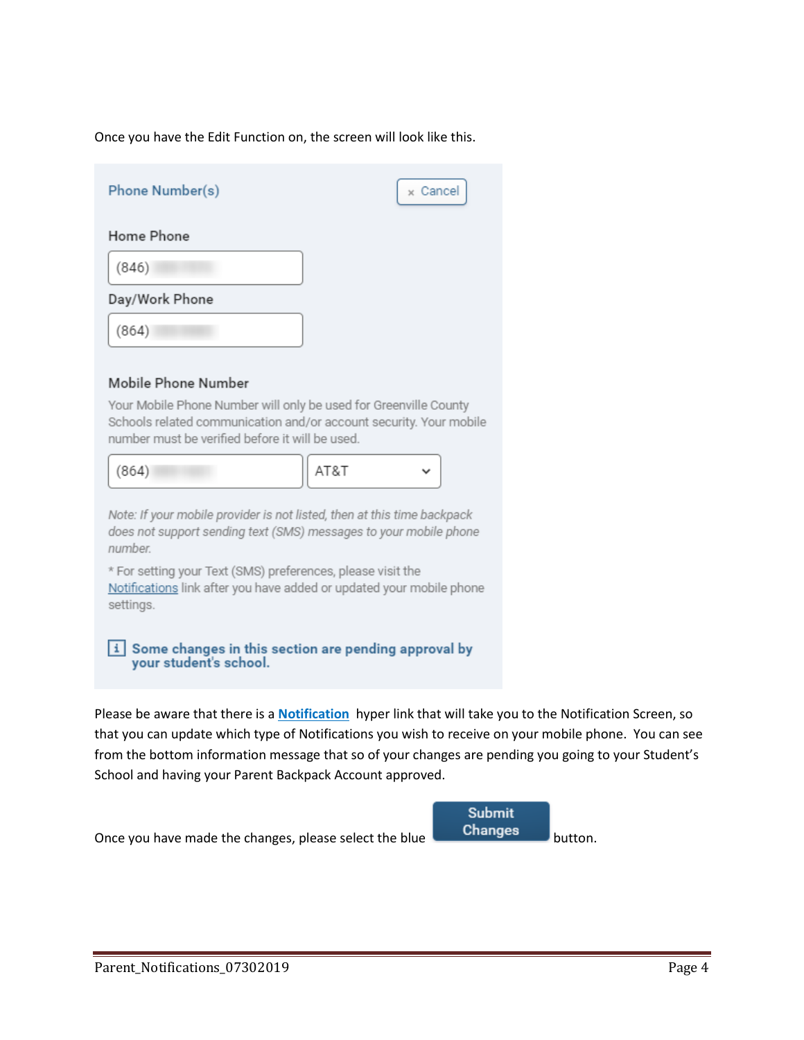Once you have the Edit Function on, the screen will look like this.

Phone Number(s)

× Cancel

Home Phone

(846)

Day/Work Phone

(864)

Mobile Phone Number

Your Mobile Phone Number will only be used for Greenville County Schools related communication and/or account security. Your mobile number must be verified before it will be used.

(864) AT&T

*Note: If your mobile provider is not listed, then at this time backpack does not support sending text (SMS) messages to your mobile phone number.*

* For setting your Text (SMS) preferences, please visit the Notifications link after you have added or updated your mobile phone settings.

**Some changes in this section are pending approval by your student's school.**

Please be aware that there is a **Notification** hyper link that will take you to the Notification Screen, so that you can update which type of Notifications you wish to receive on your mobile phone. You can see from the bottom information message that so of your changes are pending you going to your Student's School and having your Parent Backpack Account approved.

Once you have made the changes, please select the blue **Submit Changes** button.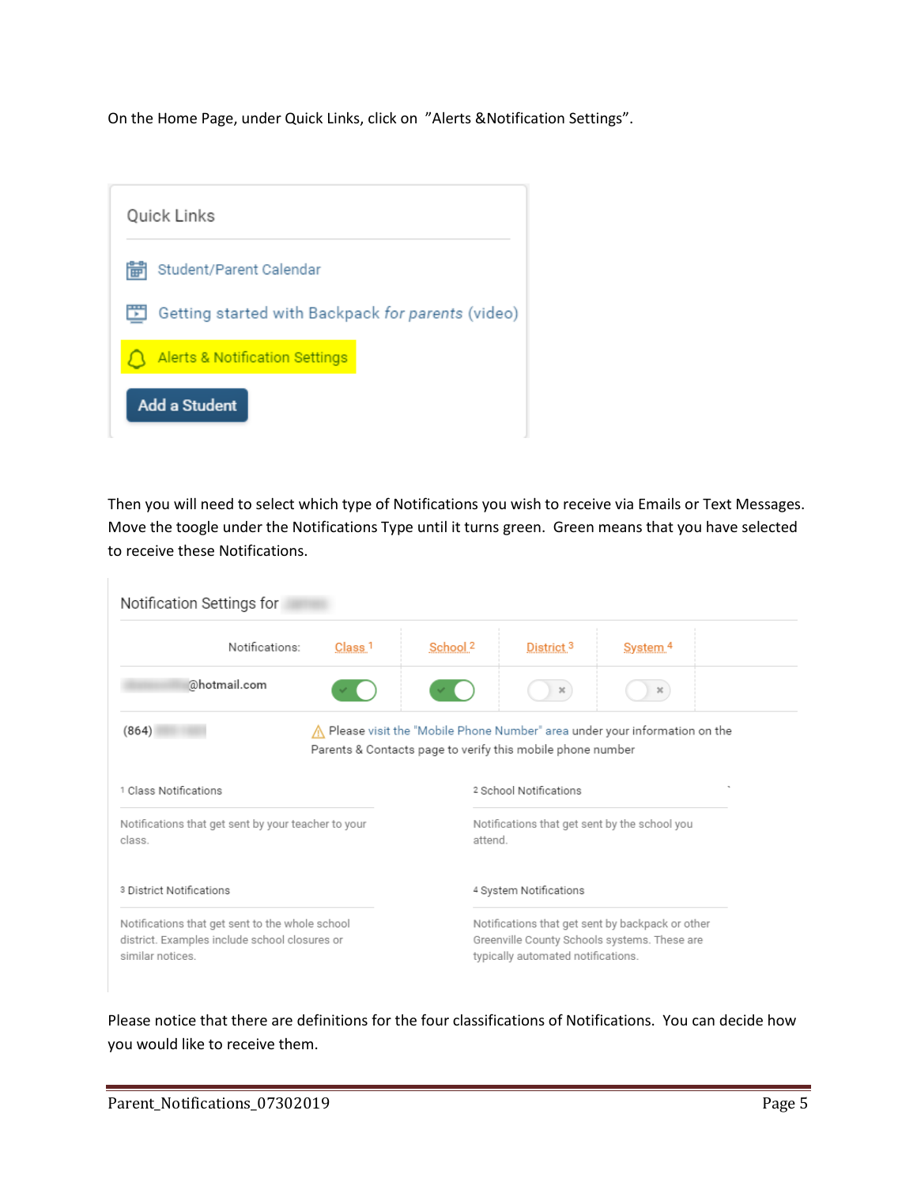On the Home Page, under Quick Links, click on "Alerts &Notification Settings".

Quick Links

Student/Parent Calendar

Getting started with Backpack *for parents* (video)

Alerts & Notification Settings

Add a Student

Then you will need to select which type of Notifications you wish to receive via Emails or Text Messages. Move the toogle under the Notifications Type until it turns green. Green means that you have selected to receive these Notifications.

Notification Settings for

| Notifications: | Class [1] | School [2] | District [3] | System [4] |
|---|---|---|---|---|
| @hotmail.com | ✓ | ✓ | × | × |

(864) Please visit the "Mobile Phone Number" area under your information on the Parents & Contacts page to verify this mobile phone number

[1] Class Notifications

Notifications that get sent by your teacher to your class.

[2] School Notifications

Notifications that get sent by the school you attend.

[3] District Notifications

Notifications that get sent to the whole school district. Examples include school closures or similar notices.

[4] System Notifications

Notifications that get sent by backpack or other Greenville County Schools systems. These are typically automated notifications.

Please notice that there are definitions for the four classifications of Notifications. You can decide how you would like to receive them.